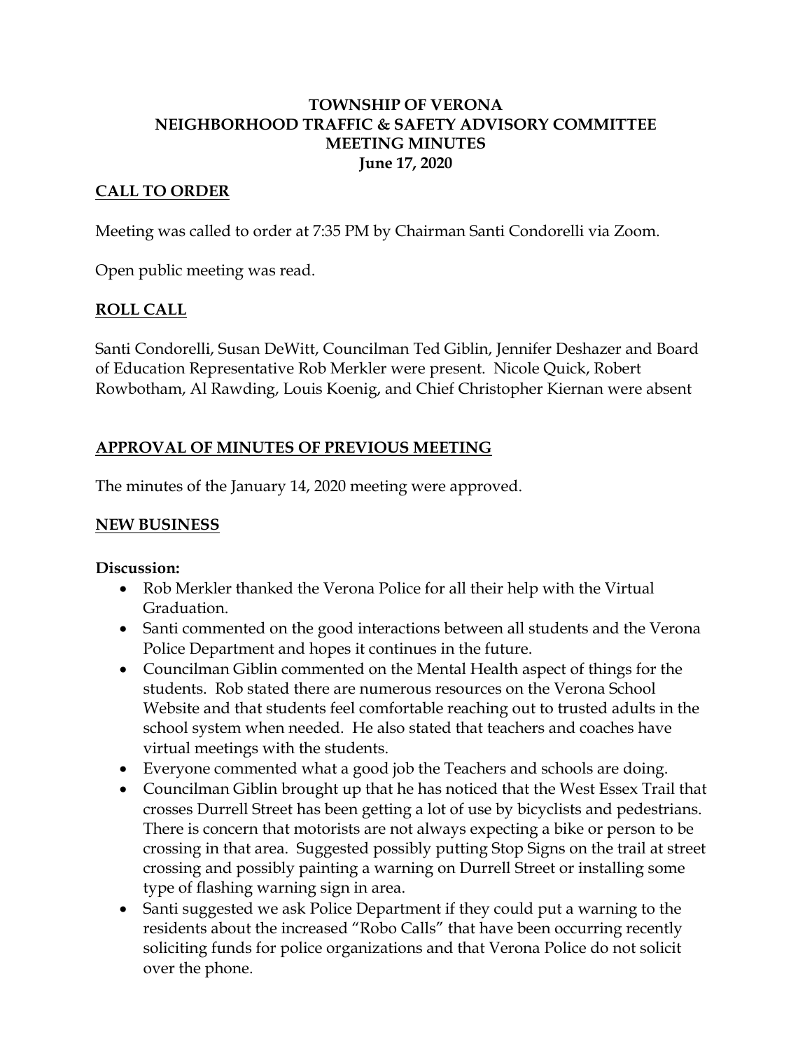# TOWNSHIP OF VERONA
# NEIGHBORHOOD TRAFFIC & SAFETY ADVISORY COMMITTEE
# MEETING MINUTES
## June 17, 2020

## CALL TO ORDER

Meeting was called to order at 7:35 PM by Chairman Santi Condorelli via Zoom.

Open public meeting was read.

## ROLL CALL

Santi Condorelli, Susan DeWitt, Councilman Ted Giblin, Jennifer Deshazer and Board of Education Representative Rob Merkler were present. Nicole Quick, Robert Rowbotham, Al Rawding, Louis Koenig, and Chief Christopher Kiernan were absent

## APPROVAL OF MINUTES OF PREVIOUS MEETING

The minutes of the January 14, 2020 meeting were approved.

## NEW BUSINESS

**Discussion:**

- Rob Merkler thanked the Verona Police for all their help with the Virtual Graduation.
- Santi commented on the good interactions between all students and the Verona Police Department and hopes it continues in the future.
- Councilman Giblin commented on the Mental Health aspect of things for the students. Rob stated there are numerous resources on the Verona School Website and that students feel comfortable reaching out to trusted adults in the school system when needed. He also stated that teachers and coaches have virtual meetings with the students.
- Everyone commented what a good job the Teachers and schools are doing.
- Councilman Giblin brought up that he has noticed that the West Essex Trail that crosses Durrell Street has been getting a lot of use by bicyclists and pedestrians. There is concern that motorists are not always expecting a bike or person to be crossing in that area. Suggested possibly putting Stop Signs on the trail at street crossing and possibly painting a warning on Durrell Street or installing some type of flashing warning sign in area.
- Santi suggested we ask Police Department if they could put a warning to the residents about the increased "Robo Calls" that have been occurring recently soliciting funds for police organizations and that Verona Police do not solicit over the phone.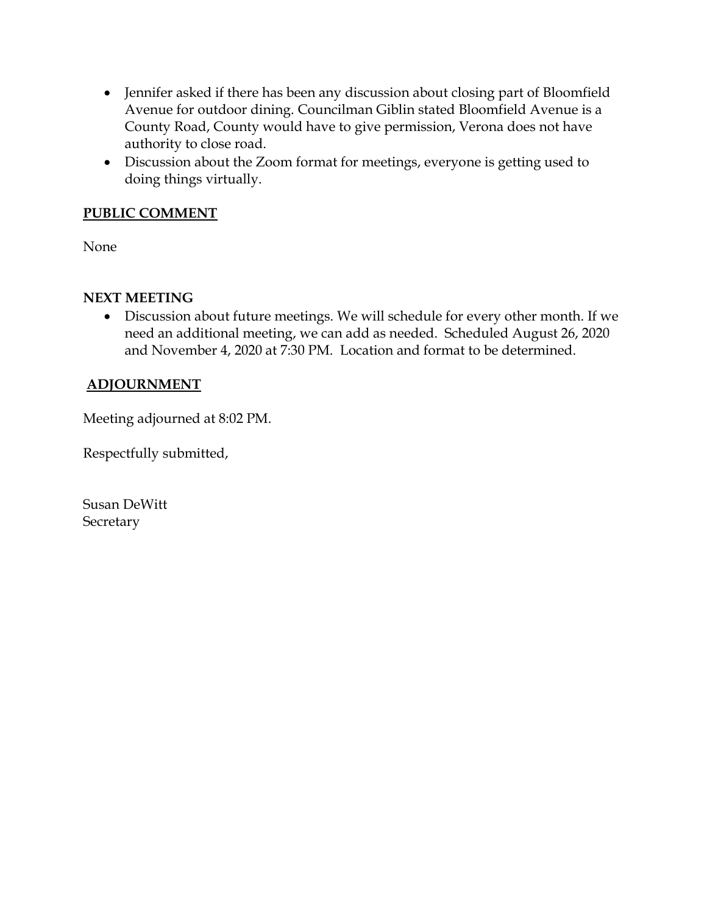- Jennifer asked if there has been any discussion about closing part of Bloomfield Avenue for outdoor dining. Councilman Giblin stated Bloomfield Avenue is a County Road, County would have to give permission, Verona does not have authority to close road.
- Discussion about the Zoom format for meetings, everyone is getting used to doing things virtually.

## PUBLIC COMMENT

None

## NEXT MEETING

- Discussion about future meetings. We will schedule for every other month. If we need an additional meeting, we can add as needed. Scheduled August 26, 2020 and November 4, 2020 at 7:30 PM. Location and format to be determined.

## ADJOURNMENT

Meeting adjourned at 8:02 PM.

Respectfully submitted,

Susan DeWitt
Secretary